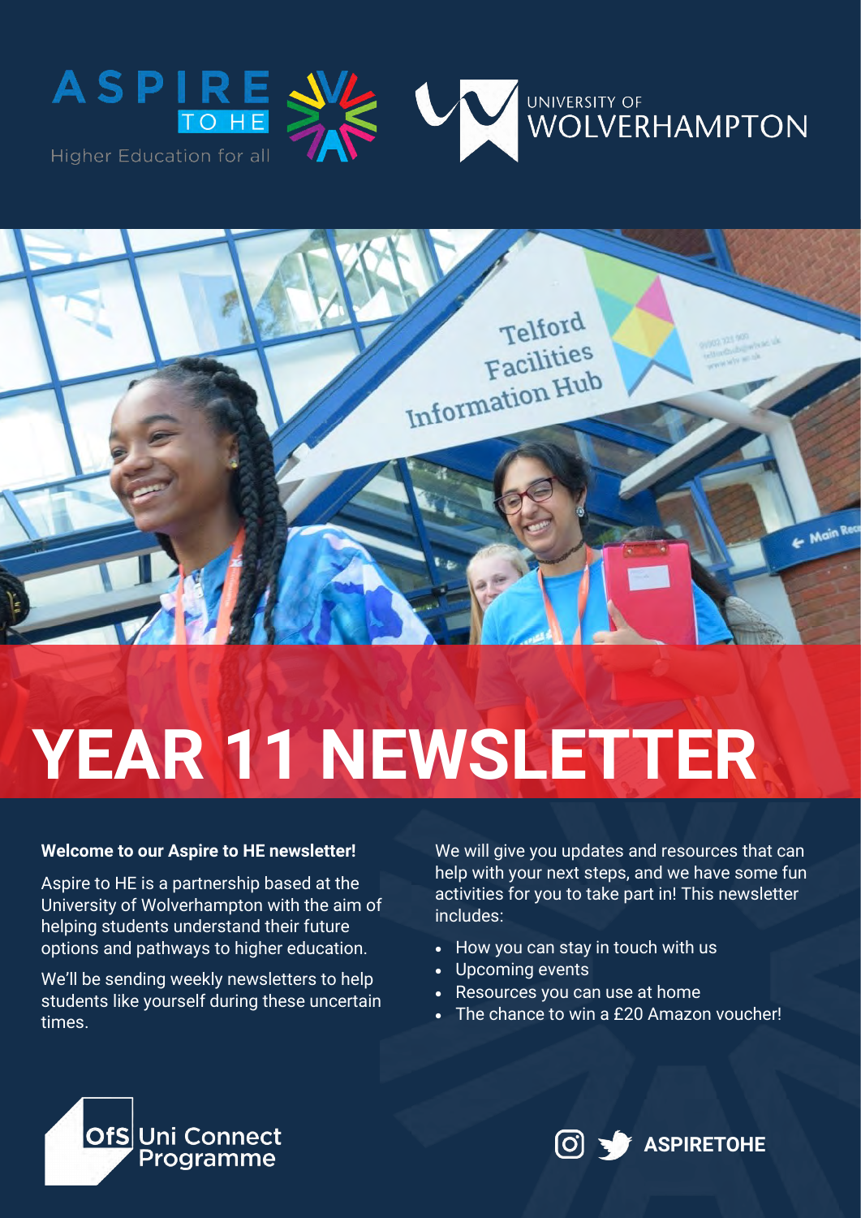ASPIRE TO HE

Higher Education for all

UNIVERSITY OF WOLVERHAMPTON

# YEAR 11 NEWSLETTER

**Welcome to our Aspire to HE newsletter!**

Aspire to HE is a partnership based at the University of Wolverhampton with the aim of helping students understand their future options and pathways to higher education.

We'll be sending weekly newsletters to help students like yourself during these uncertain times.

We will give you updates and resources that can help with your next steps, and we have some fun activities for you to take part in! This newsletter includes:

- How you can stay in touch with us
- Upcoming events
- Resources you can use at home
- The chance to win a £20 Amazon voucher!

OfS Uni Connect Programme

ASPIRETOHE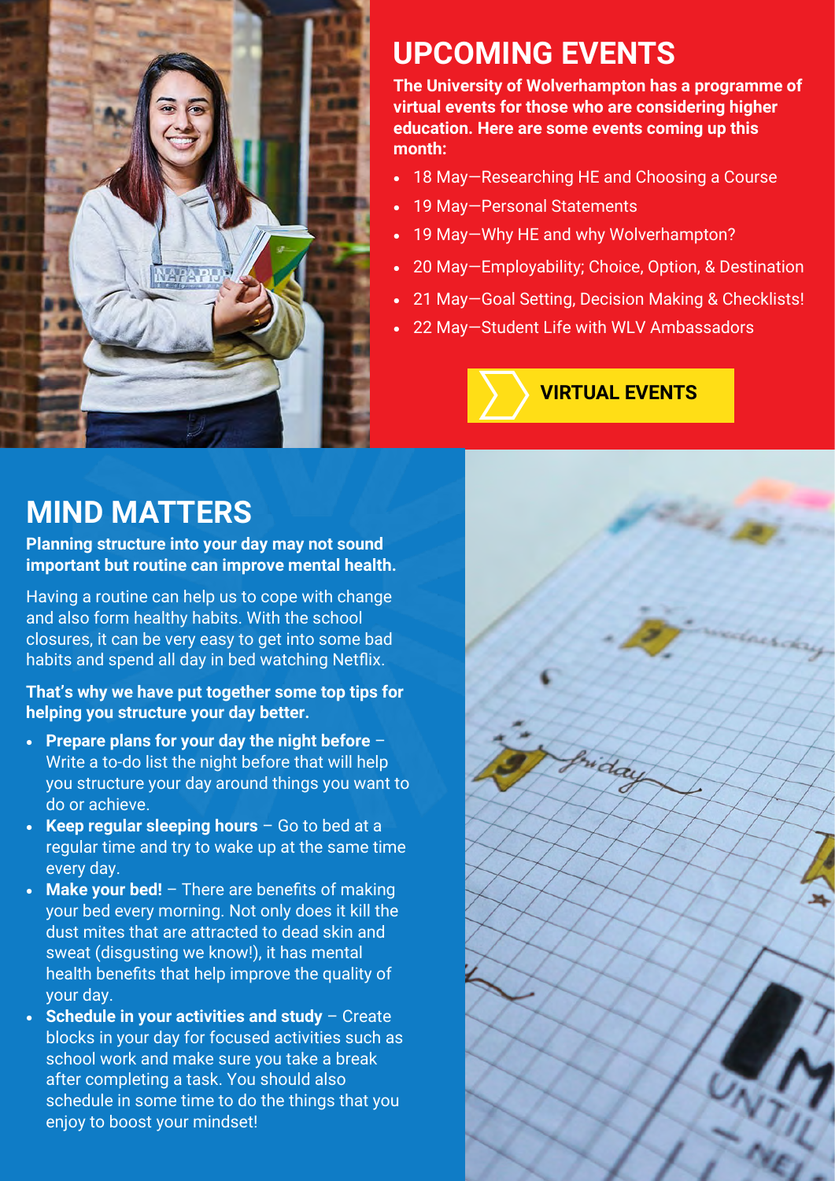## UPCOMING EVENTS

**The University of Wolverhampton has a programme of virtual events for those who are considering higher education. Here are some events coming up this month:**

- 18 May—Researching HE and Choosing a Course
- 19 May—Personal Statements
- 19 May—Why HE and why Wolverhampton?
- 20 May—Employability; Choice, Option, & Destination
- 21 May—Goal Setting, Decision Making & Checklists!
- 22 May—Student Life with WLV Ambassadors

**VIRTUAL EVENTS**

## MIND MATTERS

**Planning structure into your day may not sound important but routine can improve mental health.**

Having a routine can help us to cope with change and also form healthy habits. With the school closures, it can be very easy to get into some bad habits and spend all day in bed watching Netflix.

**That's why we have put together some top tips for helping you structure your day better.**

- **Prepare plans for your day the night before** – Write a to-do list the night before that will help you structure your day around things you want to do or achieve.
- **Keep regular sleeping hours** – Go to bed at a regular time and try to wake up at the same time every day.
- **Make your bed!** – There are benefits of making your bed every morning. Not only does it kill the dust mites that are attracted to dead skin and sweat (disgusting we know!), it has mental health benefits that help improve the quality of your day.
- **Schedule in your activities and study** – Create blocks in your day for focused activities such as school work and make sure you take a break after completing a task. You should also schedule in some time to do the things that you enjoy to boost your mindset!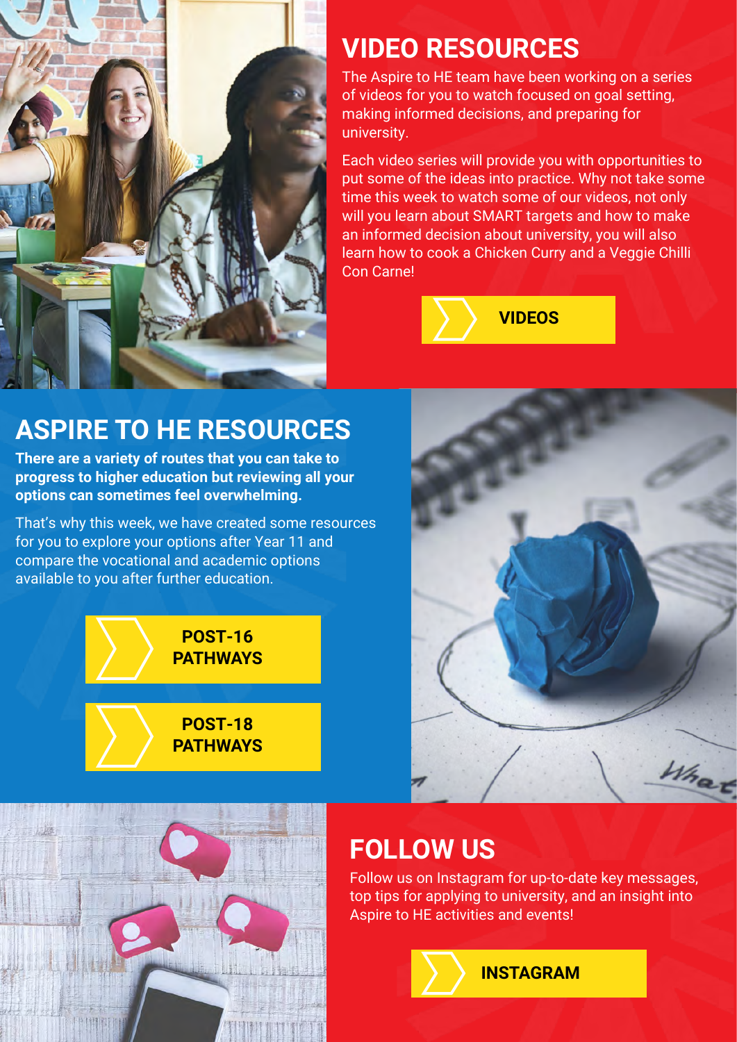## VIDEO RESOURCES

The Aspire to HE team have been working on a series of videos for you to watch focused on goal setting, making informed decisions, and preparing for university.

Each video series will provide you with opportunities to put some of the ideas into practice. Why not take some time this week to watch some of our videos, not only will you learn about SMART targets and how to make an informed decision about university, you will also learn how to cook a Chicken Curry and a Veggie Chilli Con Carne!

**VIDEOS**

## ASPIRE TO HE RESOURCES

**There are a variety of routes that you can take to progress to higher education but reviewing all your options can sometimes feel overwhelming.**

That's why this week, we have created some resources for you to explore your options after Year 11 and compare the vocational and academic options available to you after further education.

**POST-16 PATHWAYS**

**POST-18 PATHWAYS**

## FOLLOW US

Follow us on Instagram for up-to-date key messages, top tips for applying to university, and an insight into Aspire to HE activities and events!

**INSTAGRAM**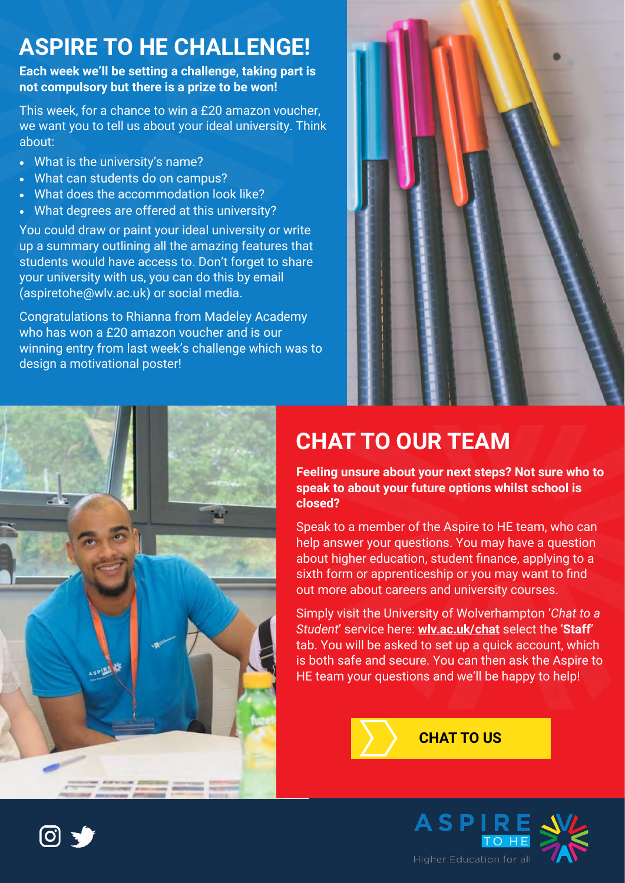# ASPIRE TO HE CHALLENGE!

**Each week we'll be setting a challenge, taking part is not compulsory but there is a prize to be won!**

This week, for a chance to win a £20 amazon voucher, we want you to tell us about your ideal university. Think about:

- What is the university's name?
- What can students do on campus?
- What does the accommodation look like?
- What degrees are offered at this university?

You could draw or paint your ideal university or write up a summary outlining all the amazing features that students would have access to. Don't forget to share your university with us, you can do this by email (aspiretohe@wlv.ac.uk) or social media.

Congratulations to Rhianna from Madeley Academy who has won a £20 amazon voucher and is our winning entry from last week's challenge which was to design a motivational poster!

# CHAT TO OUR TEAM

**Feeling unsure about your next steps? Not sure who to speak to about your future options whilst school is closed?**

Speak to a member of the Aspire to HE team, who can help answer your questions. You may have a question about higher education, student finance, applying to a sixth form or apprenticeship or you may want to find out more about careers and university courses.

Simply visit the University of Wolverhampton '*Chat to a Student*' service here: **wlv.ac.uk/chat** select the '**Staff**' tab. You will be asked to set up a quick account, which is both safe and secure. You can then ask the Aspire to HE team your questions and we'll be happy to help!

**CHAT TO US**

ASPIRE TO HE

Higher Education for all